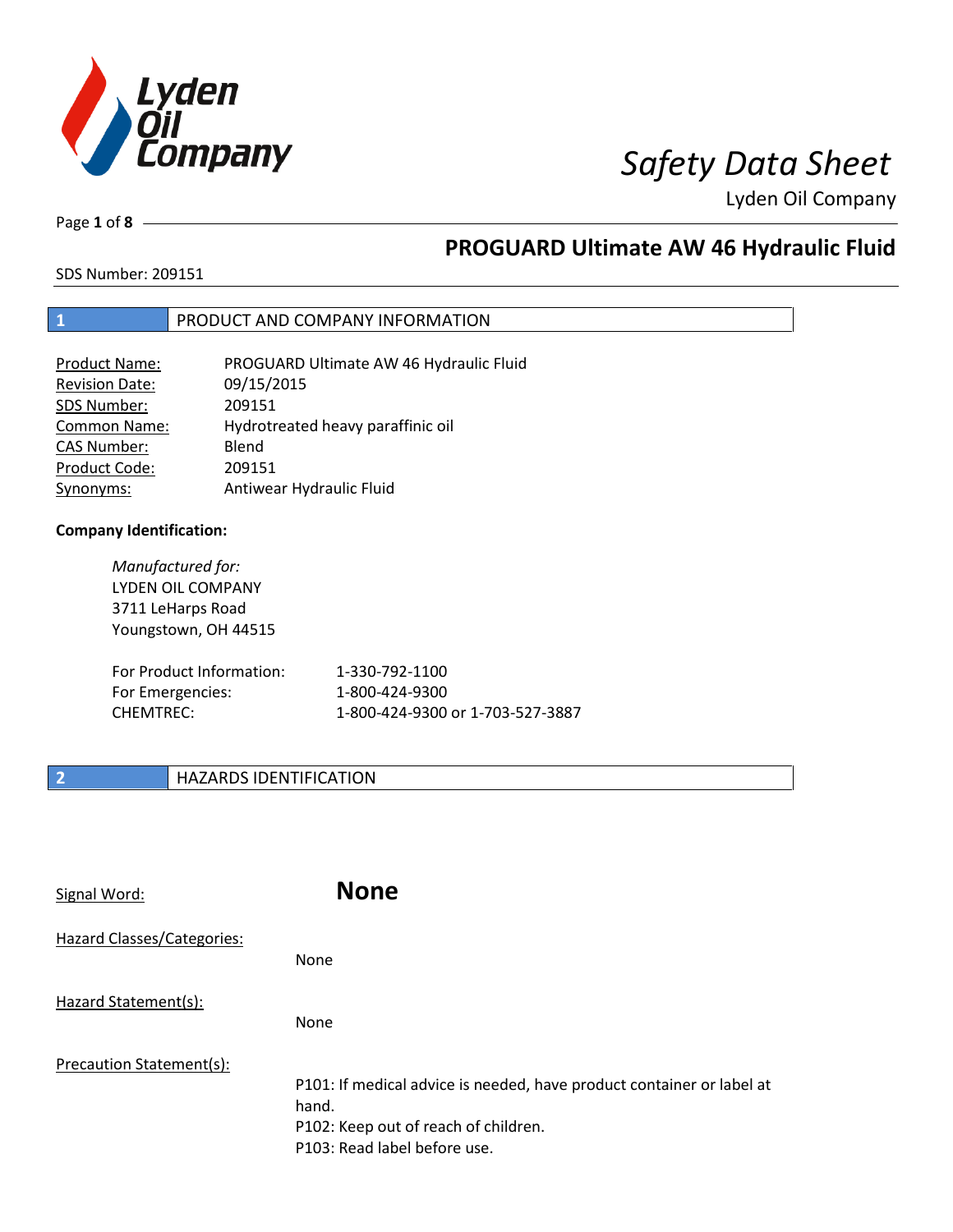# Safety Data Sheet

Lyden Oil Company

## PROGUARD Ultimate AW 46 Hydraulic Fluid

SDS Number: 209151

## 1 PRODUCT AND COMPANY INFORMATION

| Field | Value |
|---|---|
| Product Name: | PROGUARD Ultimate AW 46 Hydraulic Fluid |
| Revision Date: | 09/15/2015 |
| SDS Number: | 209151 |
| Common Name: | Hydrotreated heavy paraffinic oil |
| CAS Number: | Blend |
| Product Code: | 209151 |
| Synonyms: | Antiwear Hydraulic Fluid |

**Company Identification:**

*Manufactured for:*
LYDEN OIL COMPANY
3711 LeHarps Road
Youngstown, OH 44515

| Contact | Number |
|---|---|
| For Product Information: | 1-330-792-1100 |
| For Emergencies: | 1-800-424-9300 |
| CHEMTREC: | 1-800-424-9300 or 1-703-527-3887 |

## 2 HAZARDS IDENTIFICATION

Signal Word: **None**

Hazard Classes/Categories:

None

Hazard Statement(s):

None

Precaution Statement(s):

P101: If medical advice is needed, have product container or label at hand.
P102: Keep out of reach of children.
P103: Read label before use.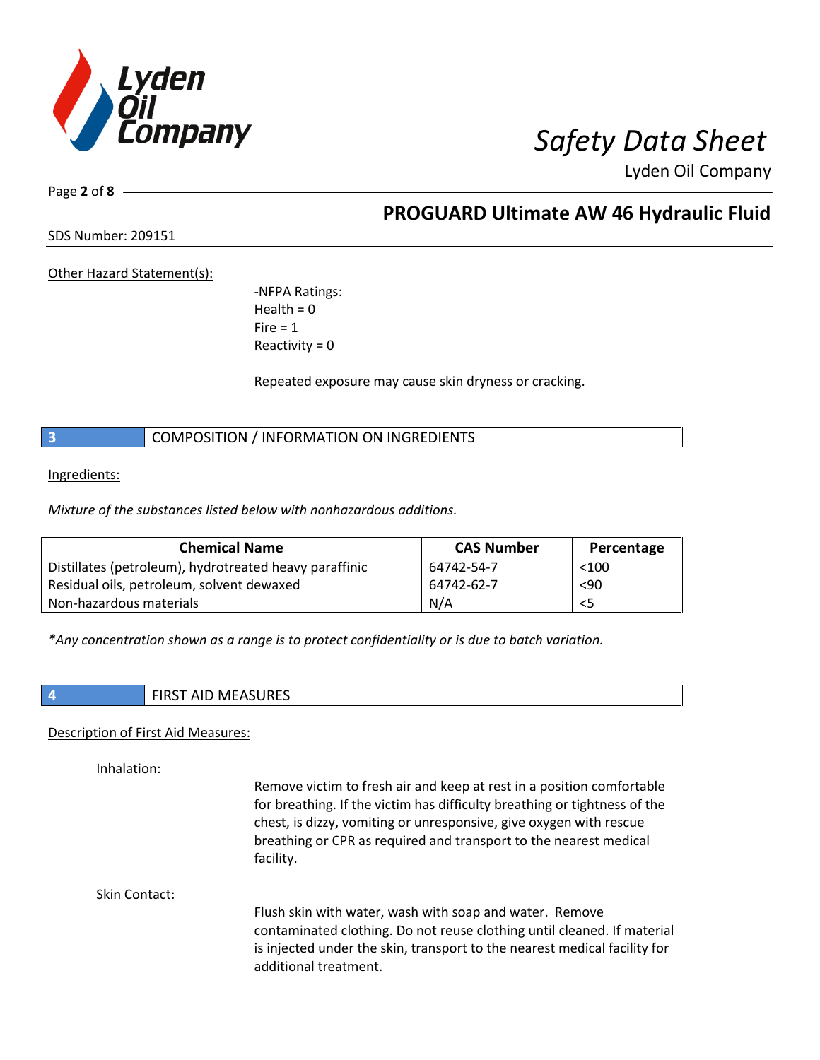## PROGUARD Ultimate AW 46 Hydraulic Fluid

SDS Number: 209151

Other Hazard Statement(s):

-NFPA Ratings:
Health = 0
Fire = 1
Reactivity = 0

Repeated exposure may cause skin dryness or cracking.

## 3 COMPOSITION / INFORMATION ON INGREDIENTS

Ingredients:

*Mixture of the substances listed below with nonhazardous additions.*

| Chemical Name | CAS Number | Percentage |
|---|---|---|
| Distillates (petroleum), hydrotreated heavy paraffinic | 64742-54-7 | <100 |
| Residual oils, petroleum, solvent dewaxed | 64742-62-7 | <90 |
| Non-hazardous materials | N/A | <5 |

*\*Any concentration shown as a range is to protect confidentiality or is due to batch variation.*

## 4 FIRST AID MEASURES

Description of First Aid Measures:

Inhalation:

Remove victim to fresh air and keep at rest in a position comfortable for breathing. If the victim has difficulty breathing or tightness of the chest, is dizzy, vomiting or unresponsive, give oxygen with rescue breathing or CPR as required and transport to the nearest medical facility.

Skin Contact:

Flush skin with water, wash with soap and water. Remove contaminated clothing. Do not reuse clothing until cleaned. If material is injected under the skin, transport to the nearest medical facility for additional treatment.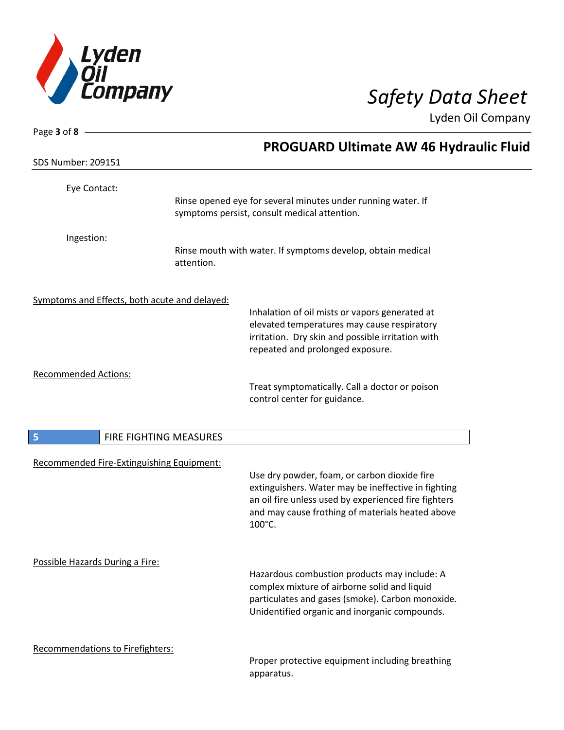Eye Contact:

Rinse opened eye for several minutes under running water. If symptoms persist, consult medical attention.

Ingestion:

Rinse mouth with water. If symptoms develop, obtain medical attention.

Symptoms and Effects, both acute and delayed:

Inhalation of oil mists or vapors generated at elevated temperatures may cause respiratory irritation. Dry skin and possible irritation with repeated and prolonged exposure.

Recommended Actions:

Treat symptomatically. Call a doctor or poison control center for guidance.

## 5 FIRE FIGHTING MEASURES

Recommended Fire-Extinguishing Equipment:

Use dry powder, foam, or carbon dioxide fire extinguishers. Water may be ineffective in fighting an oil fire unless used by experienced fire fighters and may cause frothing of materials heated above 100°C.

Possible Hazards During a Fire:

Hazardous combustion products may include: A complex mixture of airborne solid and liquid particulates and gases (smoke). Carbon monoxide. Unidentified organic and inorganic compounds.

Recommendations to Firefighters:

Proper protective equipment including breathing apparatus.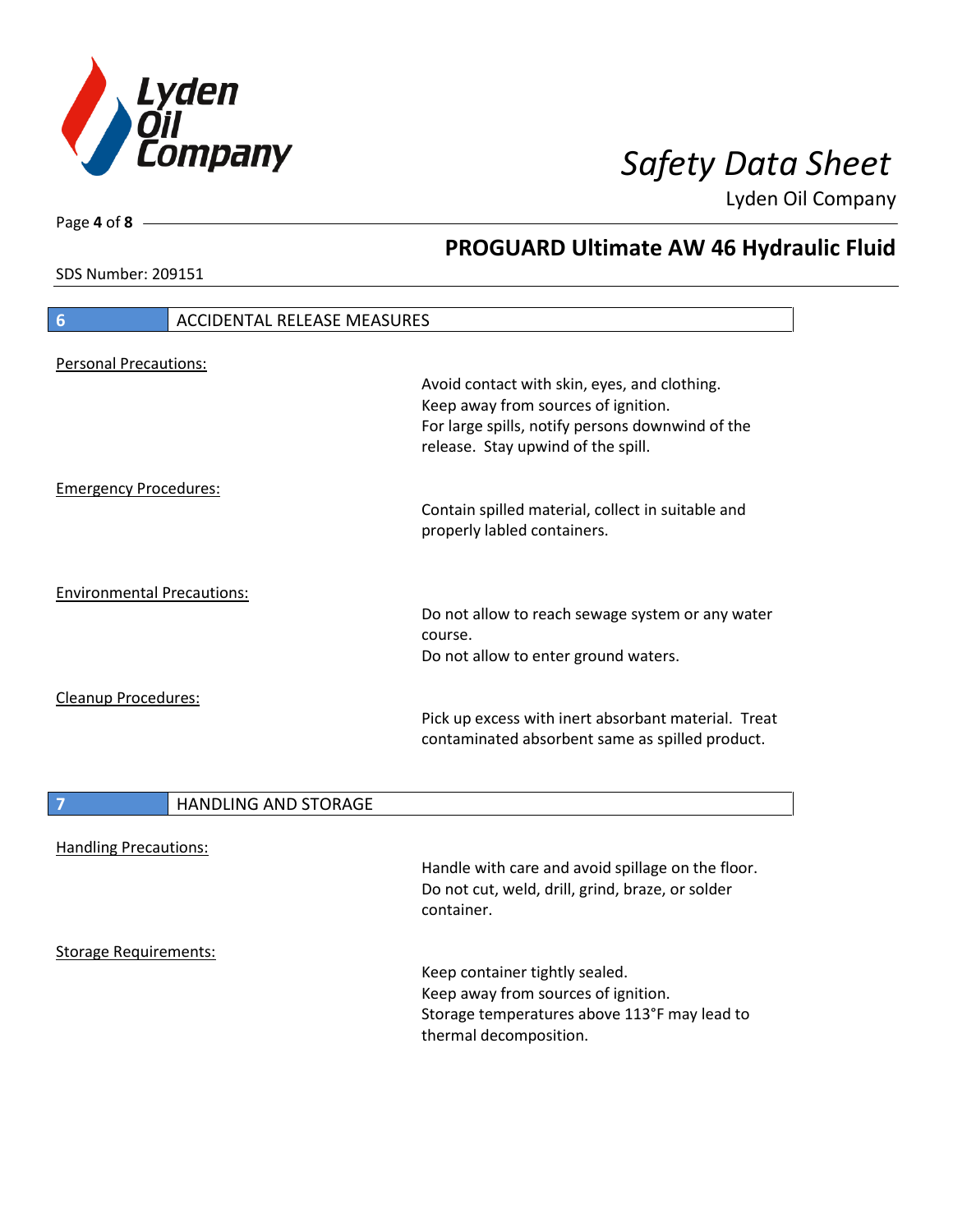## 6 ACCIDENTAL RELEASE MEASURES

Personal Precautions:

Avoid contact with skin, eyes, and clothing.
Keep away from sources of ignition.
For large spills, notify persons downwind of the release. Stay upwind of the spill.

Emergency Procedures:

Contain spilled material, collect in suitable and properly labled containers.

Environmental Precautions:

Do not allow to reach sewage system or any water course.
Do not allow to enter ground waters.

Cleanup Procedures:

Pick up excess with inert absorbant material. Treat contaminated absorbent same as spilled product.

## 7 HANDLING AND STORAGE

Handling Precautions:

Handle with care and avoid spillage on the floor.
Do not cut, weld, drill, grind, braze, or solder container.

Storage Requirements:

Keep container tightly sealed.
Keep away from sources of ignition.
Storage temperatures above 113°F may lead to thermal decomposition.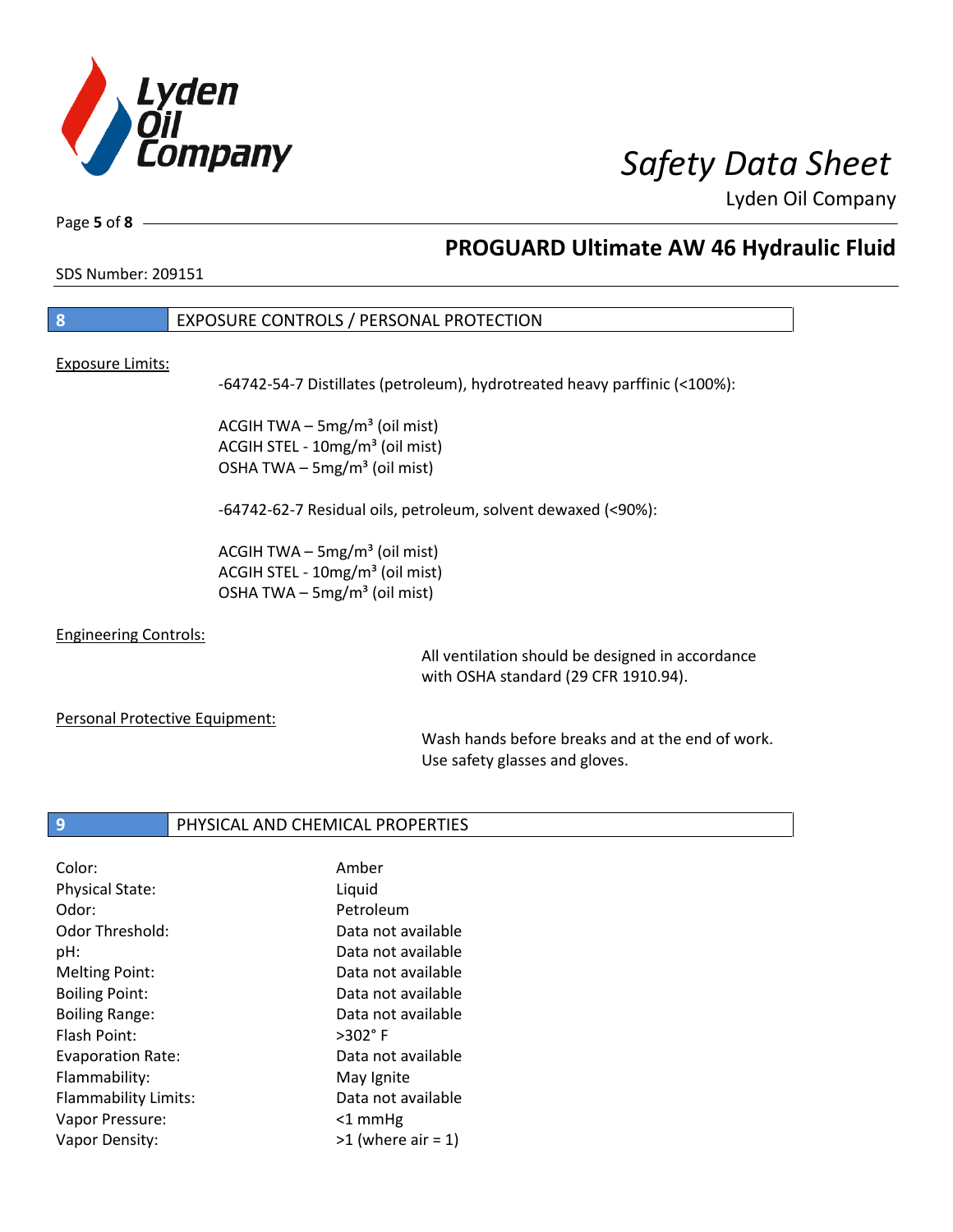## 8 EXPOSURE CONTROLS / PERSONAL PROTECTION

Exposure Limits:

-64742-54-7 Distillates (petroleum), hydrotreated heavy parffinic (<100%):

ACGIH TWA – 5mg/m³ (oil mist)
ACGIH STEL - 10mg/m³ (oil mist)
OSHA TWA – 5mg/m³ (oil mist)

-64742-62-7 Residual oils, petroleum, solvent dewaxed (<90%):

ACGIH TWA – 5mg/m³ (oil mist)
ACGIH STEL - 10mg/m³ (oil mist)
OSHA TWA – 5mg/m³ (oil mist)

Engineering Controls:

All ventilation should be designed in accordance with OSHA standard (29 CFR 1910.94).

Personal Protective Equipment:

Wash hands before breaks and at the end of work. Use safety glasses and gloves.

## 9 PHYSICAL AND CHEMICAL PROPERTIES

| | |
|---|---|
| Color: | Amber |
| Physical State: | Liquid |
| Odor: | Petroleum |
| Odor Threshold: | Data not available |
| pH: | Data not available |
| Melting Point: | Data not available |
| Boiling Point: | Data not available |
| Boiling Range: | Data not available |
| Flash Point: | >302° F |
| Evaporation Rate: | Data not available |
| Flammability: | May Ignite |
| Flammability Limits: | Data not available |
| Vapor Pressure: | <1 mmHg |
| Vapor Density: | >1 (where air = 1) |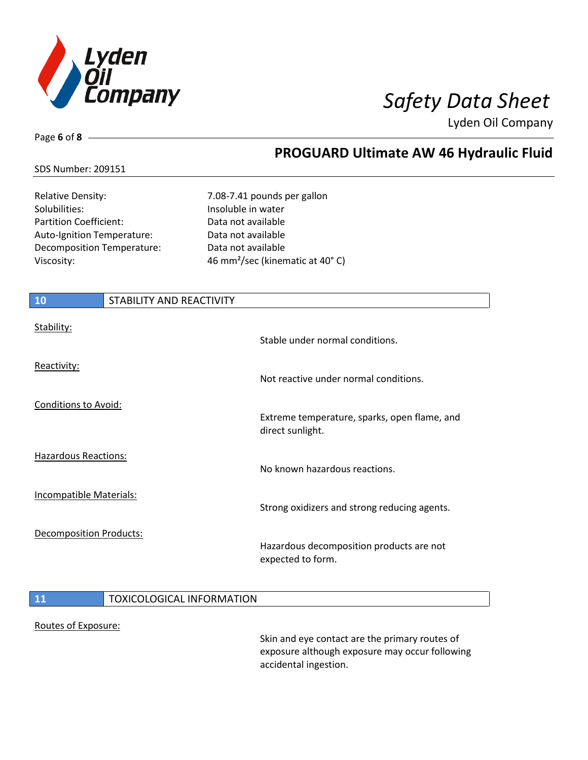| | |
|---|---|
| Relative Density: | 7.08-7.41 pounds per gallon |
| Solubilities: | Insoluble in water |
| Partition Coefficient: | Data not available |
| Auto-Ignition Temperature: | Data not available |
| Decomposition Temperature: | Data not available |
| Viscosity: | 46 $mm^2$/sec (kinematic at 40° C) |

## 10 STABILITY AND REACTIVITY

Stability:
Stable under normal conditions.

Reactivity:
Not reactive under normal conditions.

Conditions to Avoid:
Extreme temperature, sparks, open flame, and direct sunlight.

Hazardous Reactions:
No known hazardous reactions.

Incompatible Materials:
Strong oxidizers and strong reducing agents.

Decomposition Products:
Hazardous decomposition products are not expected to form.

## 11 TOXICOLOGICAL INFORMATION

Routes of Exposure:
Skin and eye contact are the primary routes of exposure although exposure may occur following accidental ingestion.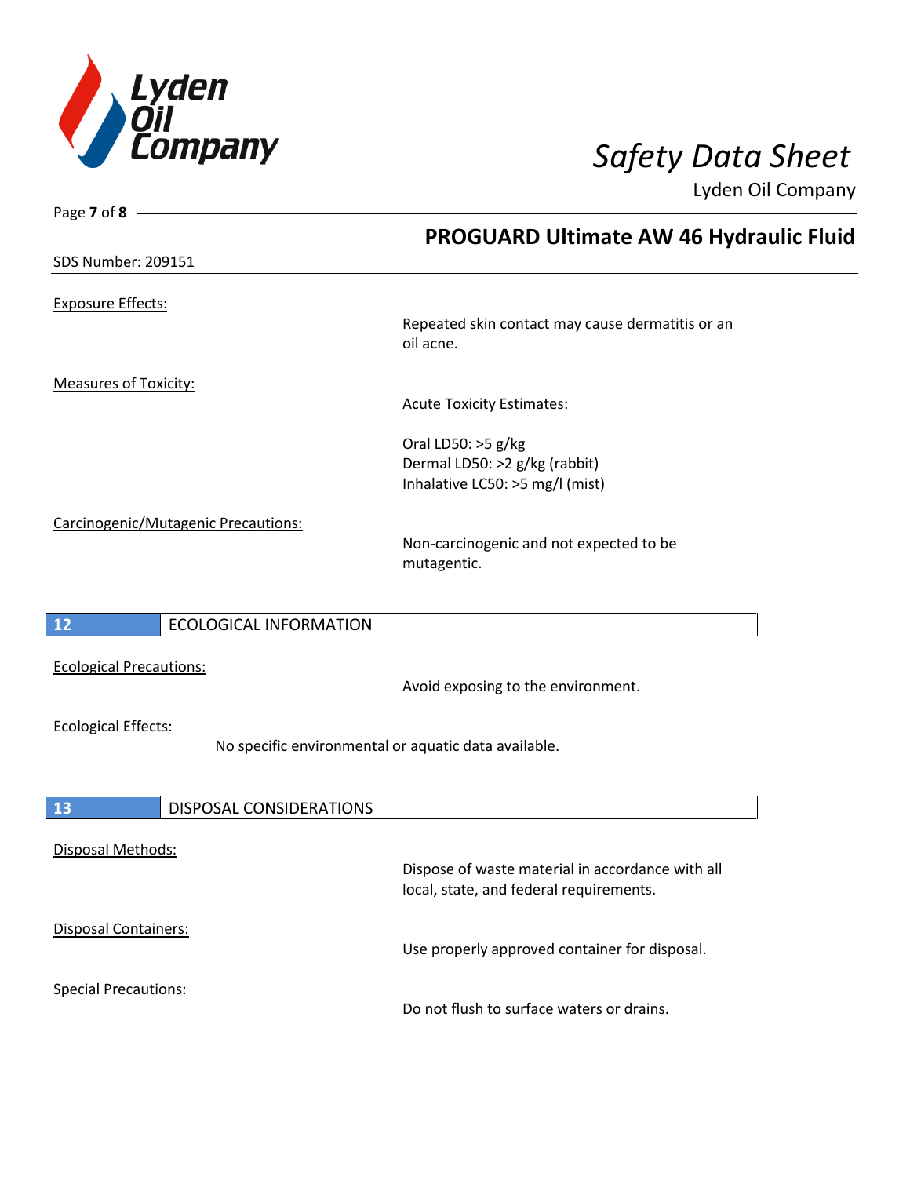Exposure Effects:

Repeated skin contact may cause dermatitis or an oil acne.

Measures of Toxicity:

Acute Toxicity Estimates:

Oral LD50: >5 g/kg
Dermal LD50: >2 g/kg (rabbit)
Inhalative LC50: >5 mg/l (mist)

Carcinogenic/Mutagenic Precautions:

Non-carcinogenic and not expected to be mutagentic.

## 12 ECOLOGICAL INFORMATION

Ecological Precautions:

Avoid exposing to the environment.

Ecological Effects:

No specific environmental or aquatic data available.

## 13 DISPOSAL CONSIDERATIONS

Disposal Methods:

Dispose of waste material in accordance with all local, state, and federal requirements.

Disposal Containers:

Use properly approved container for disposal.

Special Precautions:

Do not flush to surface waters or drains.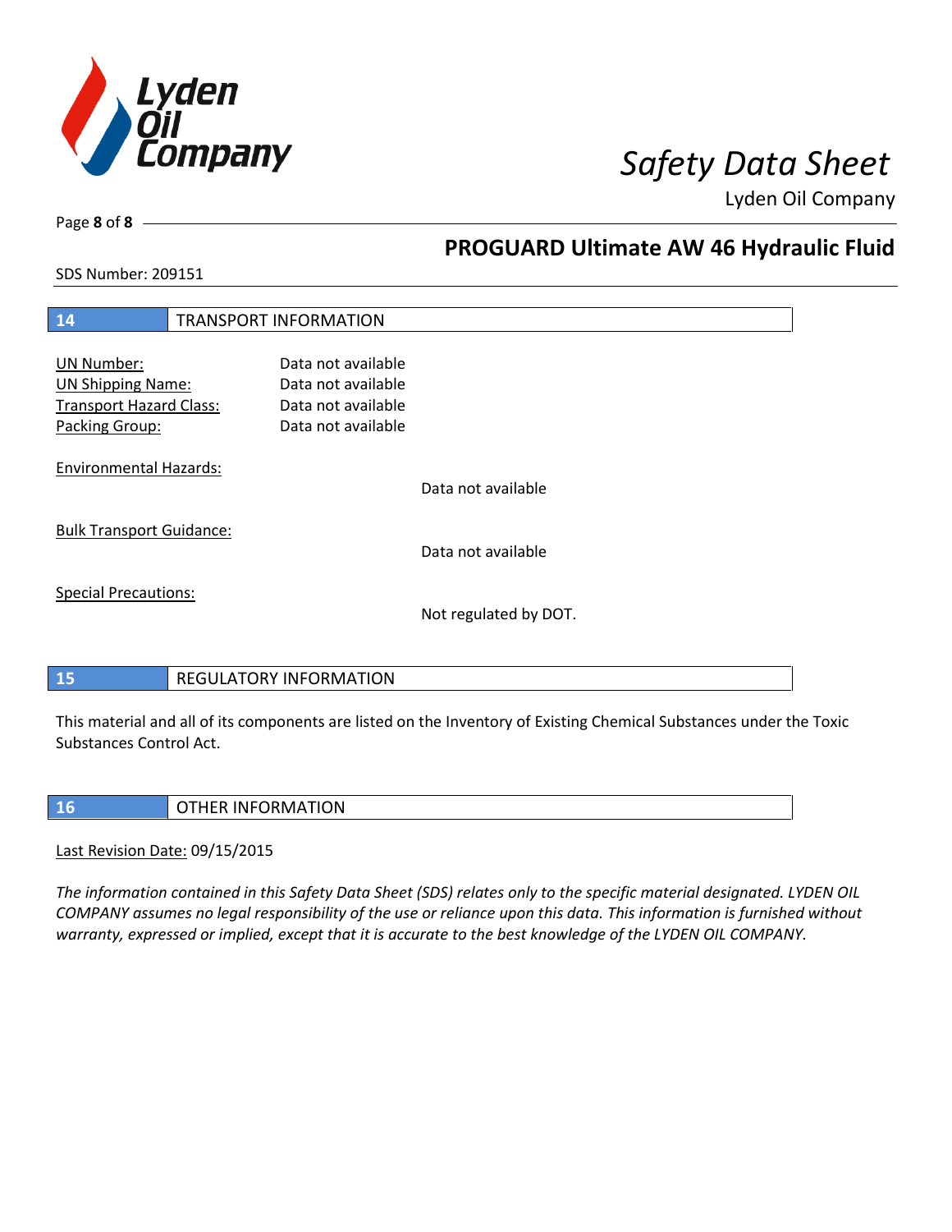## 14 TRANSPORT INFORMATION

| | |
|---|---|
| UN Number: | Data not available |
| UN Shipping Name: | Data not available |
| Transport Hazard Class: | Data not available |
| Packing Group: | Data not available |

Environmental Hazards:

Data not available

Bulk Transport Guidance:

Data not available

Special Precautions:

Not regulated by DOT.

## 15 REGULATORY INFORMATION

This material and all of its components are listed on the Inventory of Existing Chemical Substances under the Toxic Substances Control Act.

## 16 OTHER INFORMATION

Last Revision Date: 09/15/2015

*The information contained in this Safety Data Sheet (SDS) relates only to the specific material designated. LYDEN OIL COMPANY assumes no legal responsibility of the use or reliance upon this data. This information is furnished without warranty, expressed or implied, except that it is accurate to the best knowledge of the LYDEN OIL COMPANY.*